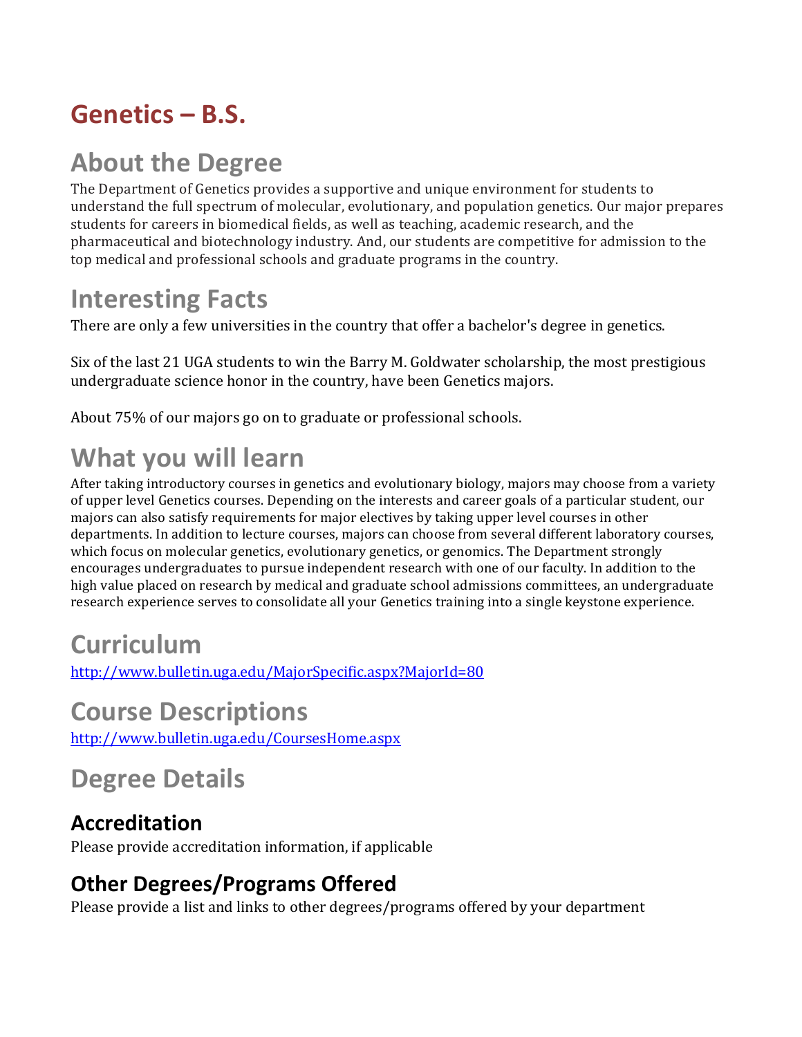# Genetics – B.S.

## About the Degree

The Department of Genetics provides a supportive and unique environment for students to understand the full spectrum of molecular, evolutionary, and population genetics. Our major prepares students for careers in biomedical fields, as well as teaching, academic research, and the pharmaceutical and biotechnology industry. And, our students are competitive for admission to the top medical and professional schools and graduate programs in the country.

## Interesting Facts

There are only a few universities in the country that offer a bachelor's degree in genetics.

Six of the last 21 UGA students to win the Barry M. Goldwater scholarship, the most prestigious undergraduate science honor in the country, have been Genetics majors.

About 75% of our majors go on to graduate or professional schools.

## What you will learn

After taking introductory courses in genetics and evolutionary biology, majors may choose from a variety of upper level Genetics courses. Depending on the interests and career goals of a particular student, our majors can also satisfy requirements for major electives by taking upper level courses in other departments. In addition to lecture courses, majors can choose from several different laboratory courses, which focus on molecular genetics, evolutionary genetics, or genomics. The Department strongly encourages undergraduates to pursue independent research with one of our faculty. In addition to the high value placed on research by medical and graduate school admissions committees, an undergraduate research experience serves to consolidate all your Genetics training into a single keystone experience.

## Curriculum

http://www.bulletin.uga.edu/MajorSpecific.aspx?MajorId=80

## Course Descriptions

http://www.bulletin.uga.edu/CoursesHome.aspx

## Degree Details

### Accreditation

Please provide accreditation information, if applicable

### Other Degrees/Programs Offered

Please provide a list and links to other degrees/programs offered by your department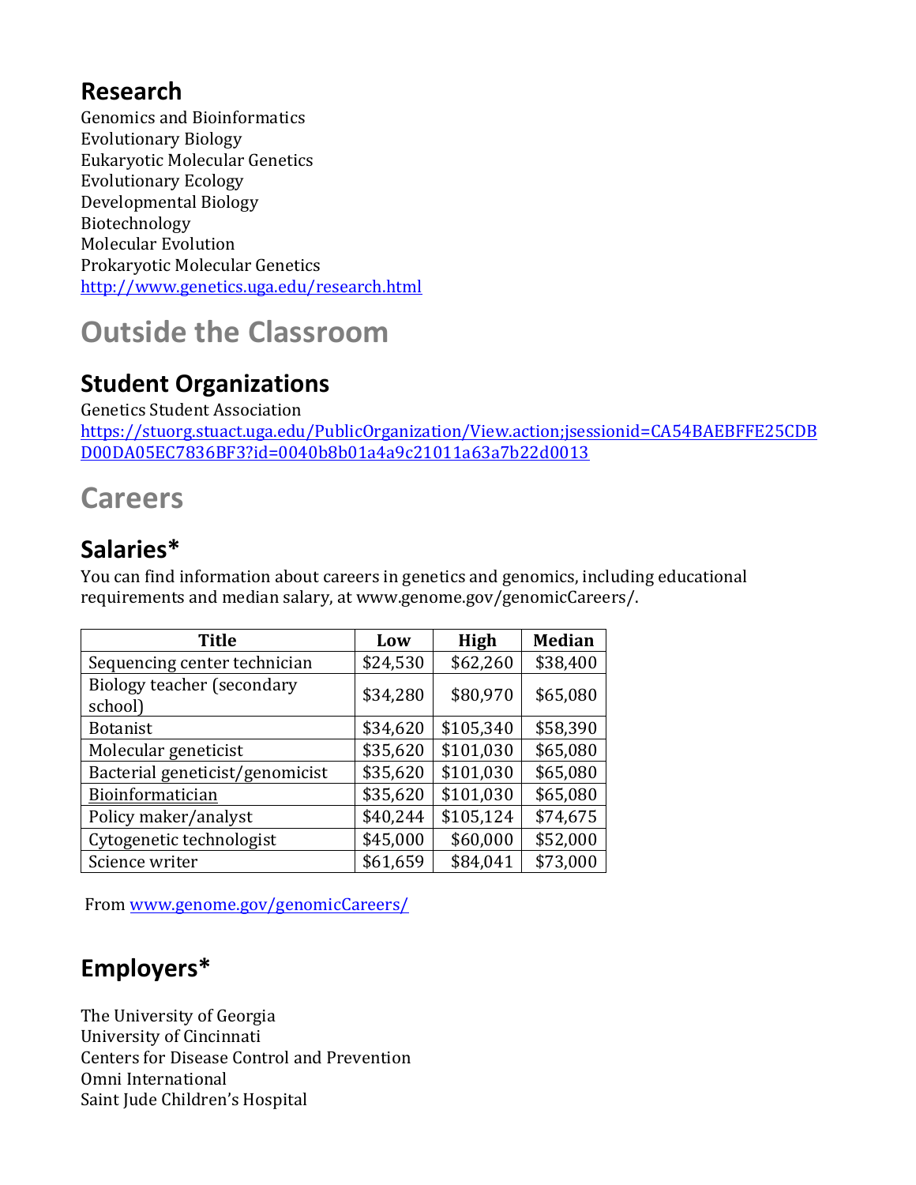## Research

Genomics and Bioinformatics
Evolutionary Biology
Eukaryotic Molecular Genetics
Evolutionary Ecology
Developmental Biology
Biotechnology
Molecular Evolution
Prokaryotic Molecular Genetics
http://www.genetics.uga.edu/research.html

# Outside the Classroom

## Student Organizations

Genetics Student Association
https://stuorg.stuact.uga.edu/PublicOrganization/View.action;jsessionid=CA54BAEBFFE25CDBD00DA05EC7836BF3?id=0040b8b01a4a9c21011a63a7b22d0013

# Careers

## Salaries*

You can find information about careers in genetics and genomics, including educational requirements and median salary, at www.genome.gov/genomicCareers/.

| Title | Low | High | Median |
|---|---|---|---|
| Sequencing center technician | $24,530 | $62,260 | $38,400 |
| Biology teacher (secondary school) | $34,280 | $80,970 | $65,080 |
| Botanist | $34,620 | $105,340 | $58,390 |
| Molecular geneticist | $35,620 | $101,030 | $65,080 |
| Bacterial geneticist/genomicist | $35,620 | $101,030 | $65,080 |
| Bioinformatician | $35,620 | $101,030 | $65,080 |
| Policy maker/analyst | $40,244 | $105,124 | $74,675 |
| Cytogenetic technologist | $45,000 | $60,000 | $52,000 |
| Science writer | $61,659 | $84,041 | $73,000 |

From www.genome.gov/genomicCareers/

## Employers*

The University of Georgia
University of Cincinnati
Centers for Disease Control and Prevention
Omni International
Saint Jude Children's Hospital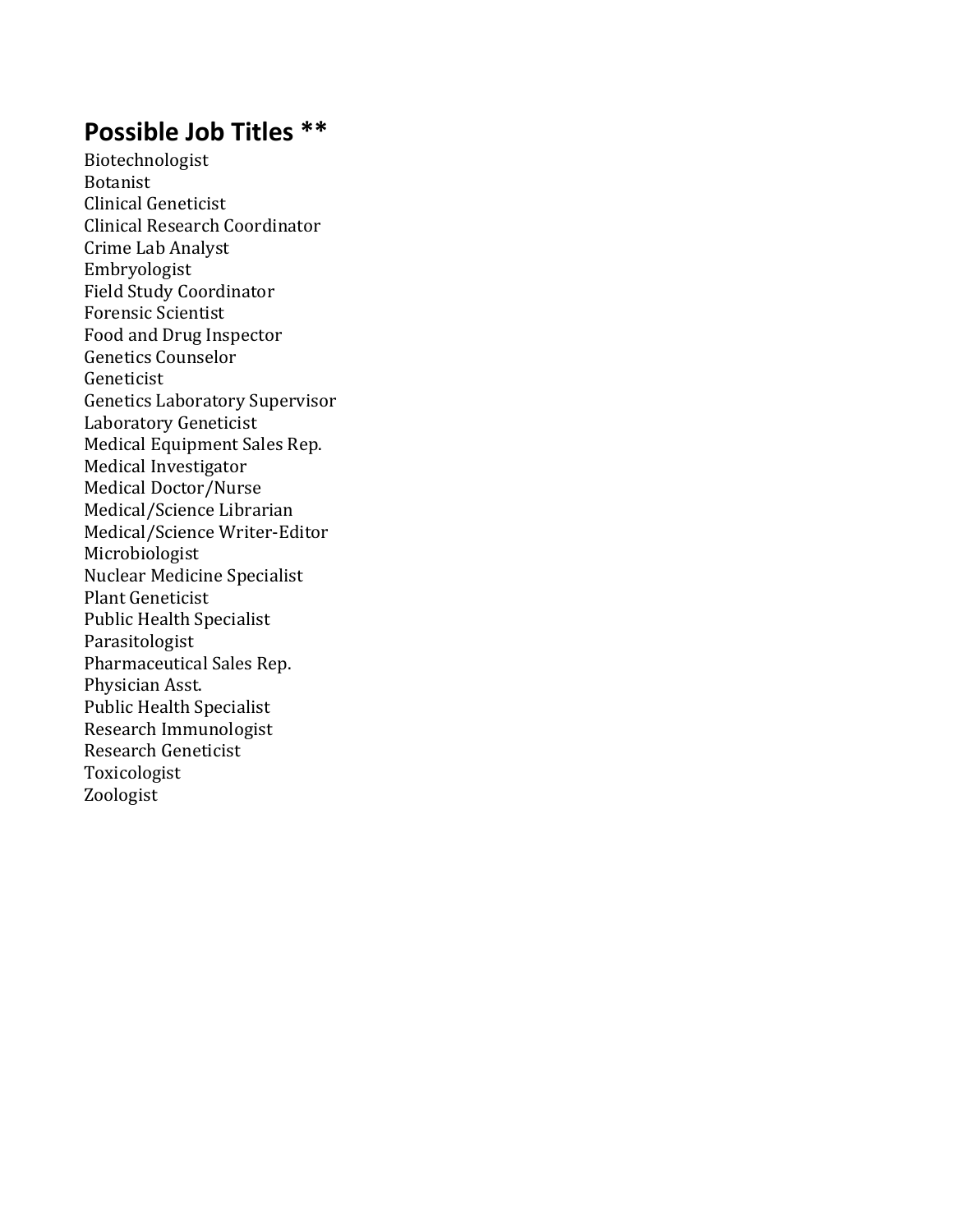## Possible Job Titles **

Biotechnologist
Botanist
Clinical Geneticist
Clinical Research Coordinator
Crime Lab Analyst
Embryologist
Field Study Coordinator
Forensic Scientist
Food and Drug Inspector
Genetics Counselor
Geneticist
Genetics Laboratory Supervisor
Laboratory Geneticist
Medical Equipment Sales Rep.
Medical Investigator
Medical Doctor/Nurse
Medical/Science Librarian
Medical/Science Writer-Editor
Microbiologist
Nuclear Medicine Specialist
Plant Geneticist
Public Health Specialist
Parasitologist
Pharmaceutical Sales Rep.
Physician Asst.
Public Health Specialist
Research Immunologist
Research Geneticist
Toxicologist
Zoologist